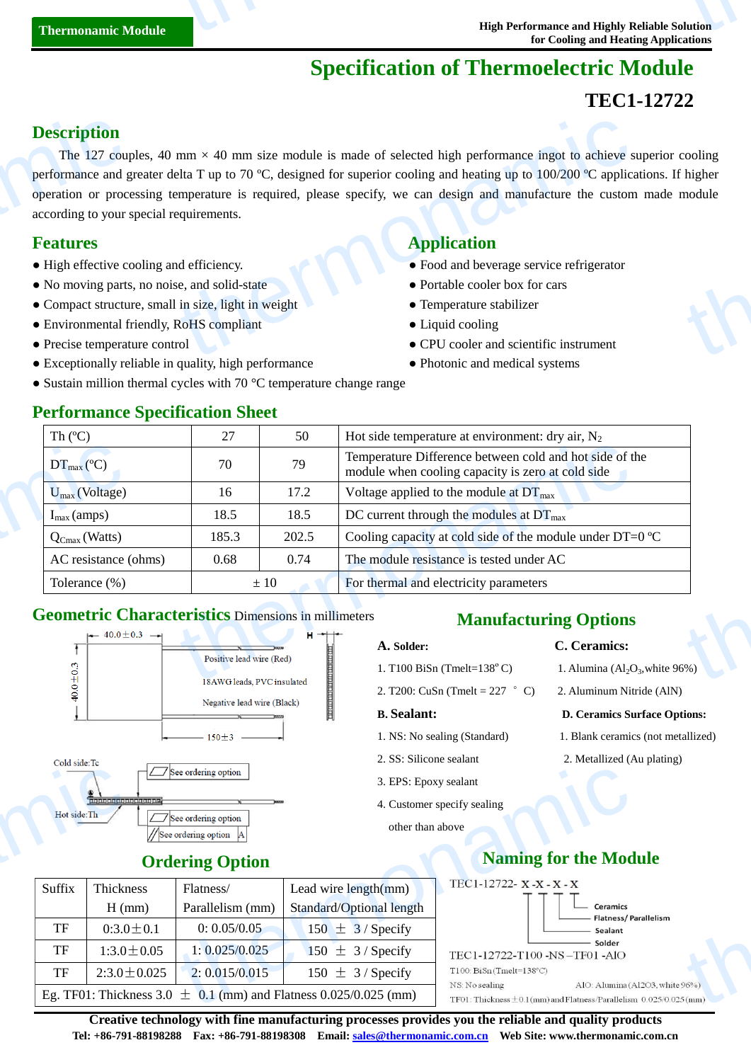# Specification of Thermoelectric Module

## TEC1-12722

## Description

The 127 couples, 40 mm × 40 mm size module is made of selected high performance ingot to achieve superior cooling performance and greater delta T up to 70 ºC, designed for superior cooling and heating up to 100/200 ºC applications. If higher operation or processing temperature is required, please specify, we can design and manufacture the custom made module according to your special requirements.

## Features

- High effective cooling and efficiency.
- No moving parts, no noise, and solid-state
- Compact structure, small in size, light in weight
- Environmental friendly, RoHS compliant
- Precise temperature control
- Exceptionally reliable in quality, high performance
- Sustain million thermal cycles with 70 °C temperature change range

## Application

- Food and beverage service refrigerator
- Portable cooler box for cars
- Temperature stabilizer
- Liquid cooling
- CPU cooler and scientific instrument
- Photonic and medical systems

## Performance Specification Sheet

| Th (ºC) | 27 | 50 | Hot side temperature at environment: dry air, $N_2$ |
|---|---|---|---|
| $DT_{max}$ (ºC) | 70 | 79 | Temperature Difference between cold and hot side of the module when cooling capacity is zero at cold side |
| $U_{max}$ (Voltage) | 16 | 17.2 | Voltage applied to the module at $DT_{max}$ |
| $I_{max}$ (amps) | 18.5 | 18.5 | DC current through the modules at $DT_{max}$ |
| $Q_{Cmax}$ (Watts) | 185.3 | 202.5 | Cooling capacity at cold side of the module under DT=0 ºC |
| AC resistance (ohms) | 0.68 | 0.74 | The module resistance is tested under AC |
| Tolerance (%) | ± 10 | | For thermal and electricity parameters |

## Geometric Characteristics Dimensions in millimeters

40.0±0.3 | 40.0±0.3 | H | Positive lead wire (Red) | 18AWG leads, PVC insulated | Negative lead wire (Black) | 150±3

Cold side:Tc | Hot side:Th | See ordering option | See ordering option | See ordering option | A

## Manufacturing Options

**A. Solder:**

1. T100 BiSn (Tmelt=138° C)
2. T200: CuSn (Tmelt = 227 ° C)

**B. Sealant:**

1. NS: No sealing (Standard)
2. SS: Silicone sealant
3. EPS: Epoxy sealant
4. Customer specify sealing other than above

**C. Ceramics:**

1. Alumina ($Al_2O_3$,white 96%)
2. Aluminum Nitride (AlN)

**D. Ceramics Surface Options:**

1. Blank ceramics (not metallized)
2. Metallized (Au plating)

## Ordering Option

| Suffix | Thickness H (mm) | Flatness/ Parallelism (mm) | Lead wire length(mm) Standard/Optional length |
|---|---|---|---|
| TF | 0:3.0±0.1 | 0: 0.05/0.05 | 150 ± 3 / Specify |
| TF | 1:3.0±0.05 | 1: 0.025/0.025 | 150 ± 3 / Specify |
| TF | 2:3.0±0.025 | 2: 0.015/0.015 | 150 ± 3 / Specify |
| Eg. TF01: Thickness 3.0 ± 0.1 (mm) and Flatness 0.025/0.025 (mm) | | | |

## Naming for the Module

TEC1-12722- X -X - X - X

Ceramics | Flatness/ Parallelism | Sealant | Solder

TEC1-12722-T100 -NS –TF01 -AlO

T100: BiSn (Tmelt=138°C)

NS: No sealing

AlO: Alumina (Al2O3, white 96%)

TF01: Thickness ±0.1 (mm) and Flatness/Parallelism 0.025/0.025 (mm)

**Creative technology with fine manufacturing processes provides you the reliable and quality products**

**Tel: +86-791-88198288 Fax: +86-791-88198308 Email: sales@thermonamic.com.cn Web Site: www.thermonamic.com.cn**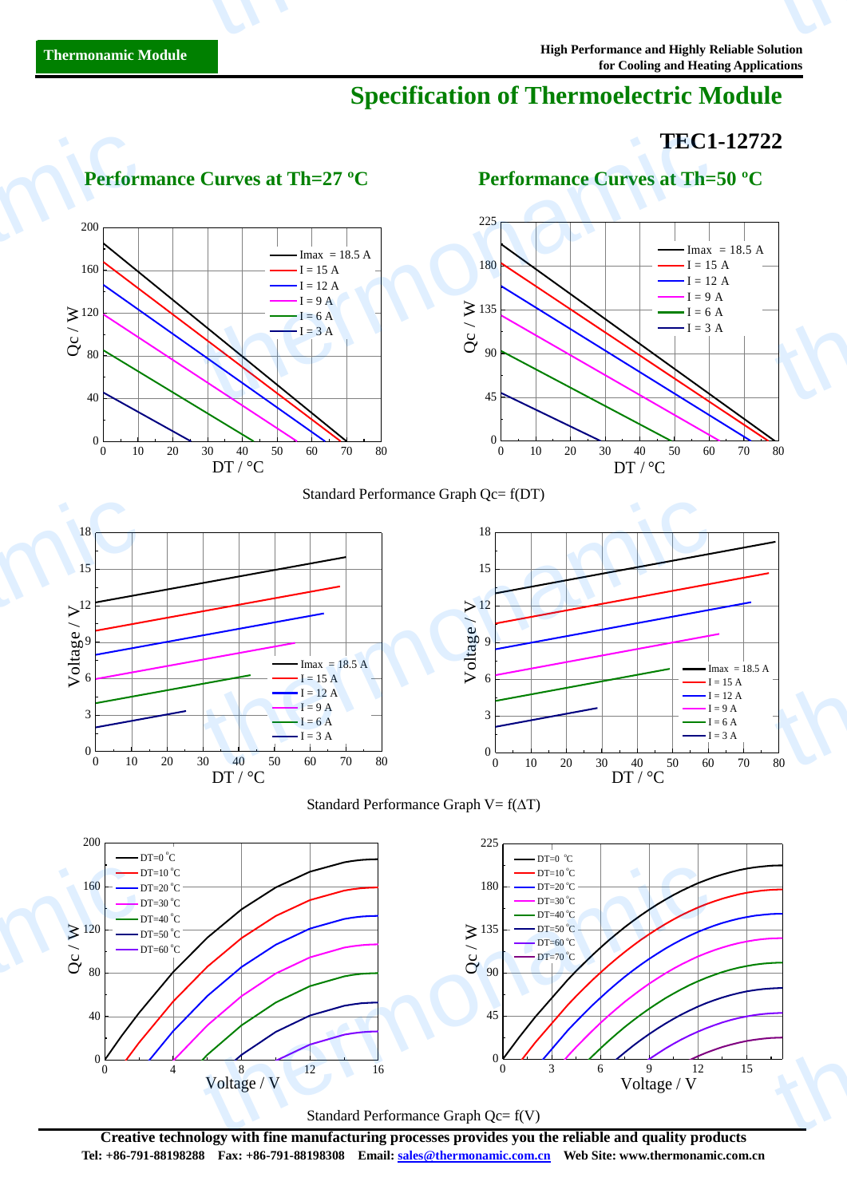# Specification of Thermoelectric Module

## TEC1-12722

### Performance Curves at Th=27 ºC

### Performance Curves at Th=50 ºC

Standard Performance Graph Qc= f(DT)

Standard Performance Graph V= f(ΔT)

Standard Performance Graph Qc= f(V)

**Creative technology with fine manufacturing processes provides you the reliable and quality products**

**Tel: +86-791-88198288 Fax: +86-791-88198308 Email: sales@thermonamic.com.cn Web Site: www.thermonamic.com.cn**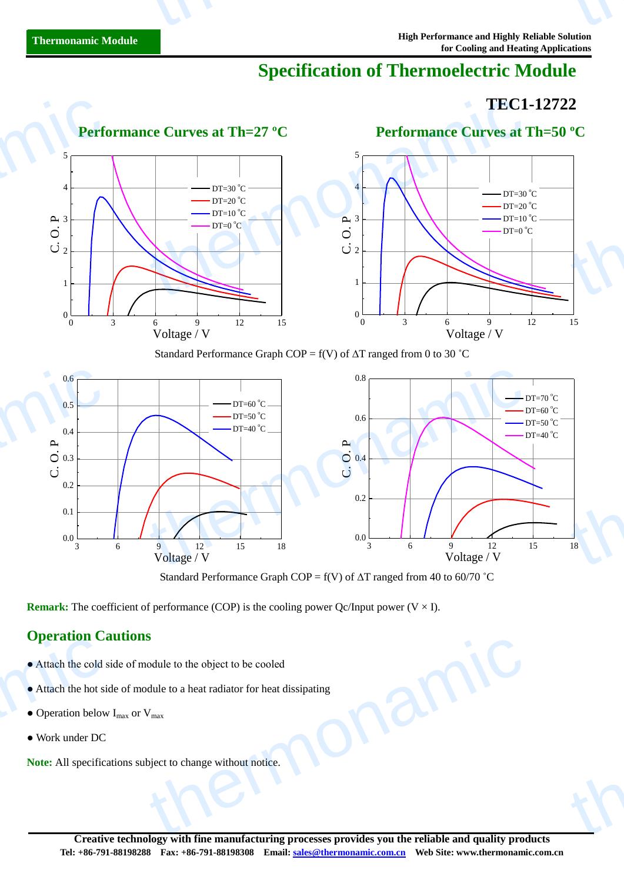# Specification of Thermoelectric Module

## TEC1-12722

### Performance Curves at Th=27 ºC

C. O. P

Voltage / V

DT=30 ˚C
DT=20 ˚C
DT=10 ˚C
DT=0 ˚C

### Performance Curves at Th=50 ºC

C. O. P

Voltage / V

DT=30 ˚C
DT=20 ˚C
DT=10 ˚C
DT=0 ˚C

Standard Performance Graph COP = f(V) of ΔT ranged from 0 to 30 ˚C

C. O. P

Voltage / V

DT=60 ˚C
DT=50 ˚C
DT=40 ˚C

C. O. P

Voltage / V

DT=70 ˚C
DT=60 ˚C
DT=50 ˚C
DT=40 ˚C

Standard Performance Graph COP = f(V) of ΔT ranged from 40 to 60/70 ˚C

**Remark:** The coefficient of performance (COP) is the cooling power Qc/Input power (V × I).

## Operation Cautions

- Attach the cold side of module to the object to be cooled
- Attach the hot side of module to a heat radiator for heat dissipating
- Operation below $I_{max}$ or $V_{max}$
- Work under DC

**Note:** All specifications subject to change without notice.